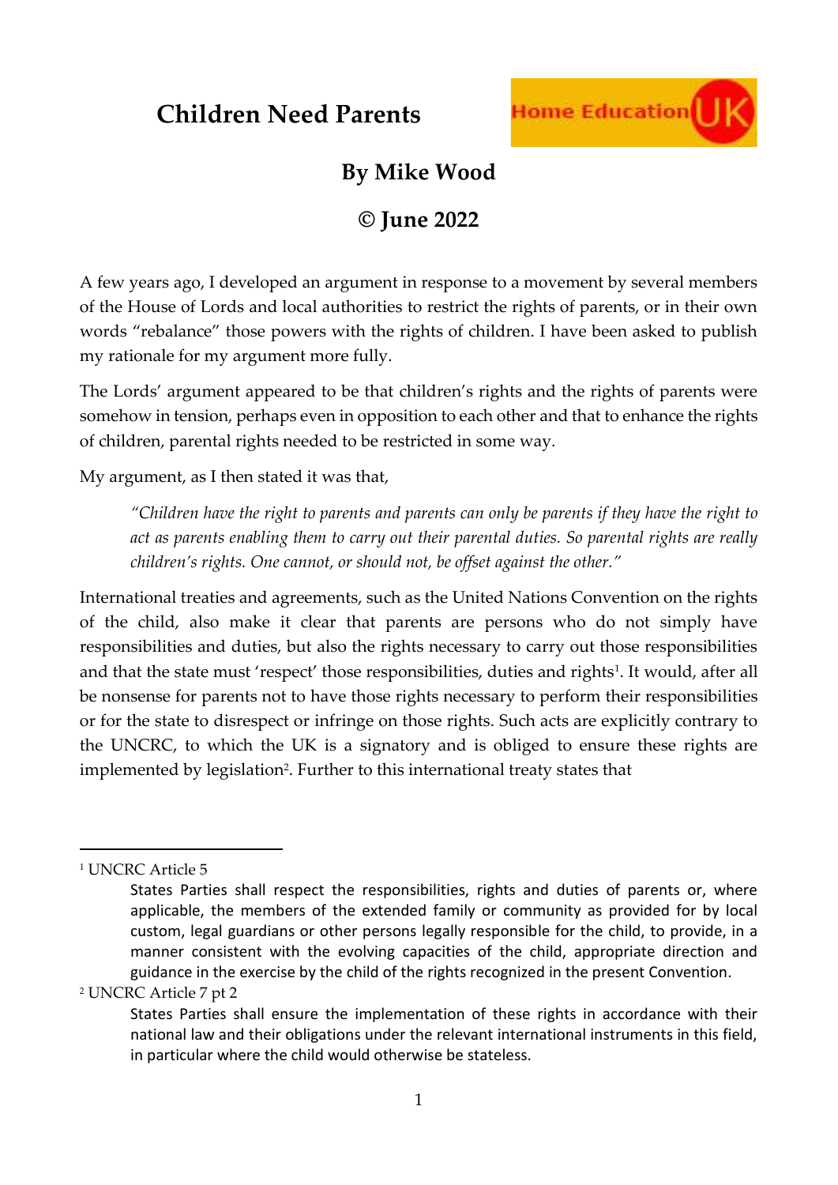# Children Need Parents

## By Mike Wood

## © June 2022

A few years ago, I developed an argument in response to a movement by several members of the House of Lords and local authorities to restrict the rights of parents, or in their own words "rebalance" those powers with the rights of children. I have been asked to publish my rationale for my argument more fully.

The Lords' argument appeared to be that children's rights and the rights of parents were somehow in tension, perhaps even in opposition to each other and that to enhance the rights of children, parental rights needed to be restricted in some way.

My argument, as I then stated it was that,

> *"Children have the right to parents and parents can only be parents if they have the right to act as parents enabling them to carry out their parental duties. So parental rights are really children's rights. One cannot, or should not, be offset against the other."*

International treaties and agreements, such as the United Nations Convention on the rights of the child, also make it clear that parents are persons who do not simply have responsibilities and duties, but also the rights necessary to carry out those responsibilities and that the state must 'respect' those responsibilities, duties and rights[1]. It would, after all be nonsense for parents not to have those rights necessary to perform their responsibilities or for the state to disrespect or infringe on those rights. Such acts are explicitly contrary to the UNCRC, to which the UK is a signatory and is obliged to ensure these rights are implemented by legislation[2]. Further to this international treaty states that

---

[1] UNCRC Article 5

> States Parties shall respect the responsibilities, rights and duties of parents or, where applicable, the members of the extended family or community as provided for by local custom, legal guardians or other persons legally responsible for the child, to provide, in a manner consistent with the evolving capacities of the child, appropriate direction and guidance in the exercise by the child of the rights recognized in the present Convention.

[2] UNCRC Article 7 pt 2

> States Parties shall ensure the implementation of these rights in accordance with their national law and their obligations under the relevant international instruments in this field, in particular where the child would otherwise be stateless.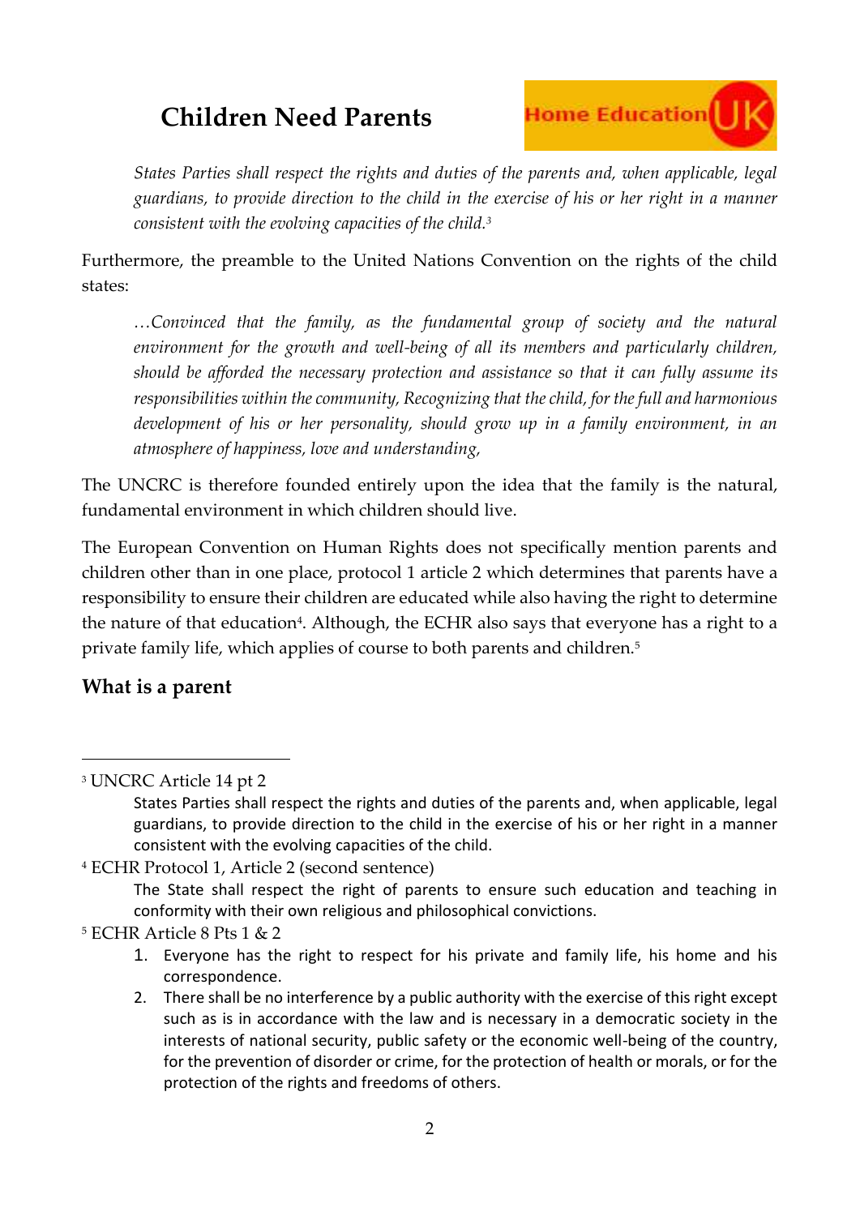# Children Need Parents

> *States Parties shall respect the rights and duties of the parents and, when applicable, legal guardians, to provide direction to the child in the exercise of his or her right in a manner consistent with the evolving capacities of the child.*[3]

Furthermore, the preamble to the United Nations Convention on the rights of the child states:

> *…Convinced that the family, as the fundamental group of society and the natural environment for the growth and well-being of all its members and particularly children, should be afforded the necessary protection and assistance so that it can fully assume its responsibilities within the community, Recognizing that the child, for the full and harmonious development of his or her personality, should grow up in a family environment, in an atmosphere of happiness, love and understanding,*

The UNCRC is therefore founded entirely upon the idea that the family is the natural, fundamental environment in which children should live.

The European Convention on Human Rights does not specifically mention parents and children other than in one place, protocol 1 article 2 which determines that parents have a responsibility to ensure their children are educated while also having the right to determine the nature of that education[4]. Although, the ECHR also says that everyone has a right to a private family life, which applies of course to both parents and children.[5]

## What is a parent

---

[3] UNCRC Article 14 pt 2

> States Parties shall respect the rights and duties of the parents and, when applicable, legal guardians, to provide direction to the child in the exercise of his or her right in a manner consistent with the evolving capacities of the child.

[4] ECHR Protocol 1, Article 2 (second sentence)

> The State shall respect the right of parents to ensure such education and teaching in conformity with their own religious and philosophical convictions.

[5] ECHR Article 8 Pts 1 & 2

> 1. Everyone has the right to respect for his private and family life, his home and his correspondence.
> 2. There shall be no interference by a public authority with the exercise of this right except such as is in accordance with the law and is necessary in a democratic society in the interests of national security, public safety or the economic well-being of the country, for the prevention of disorder or crime, for the protection of health or morals, or for the protection of the rights and freedoms of others.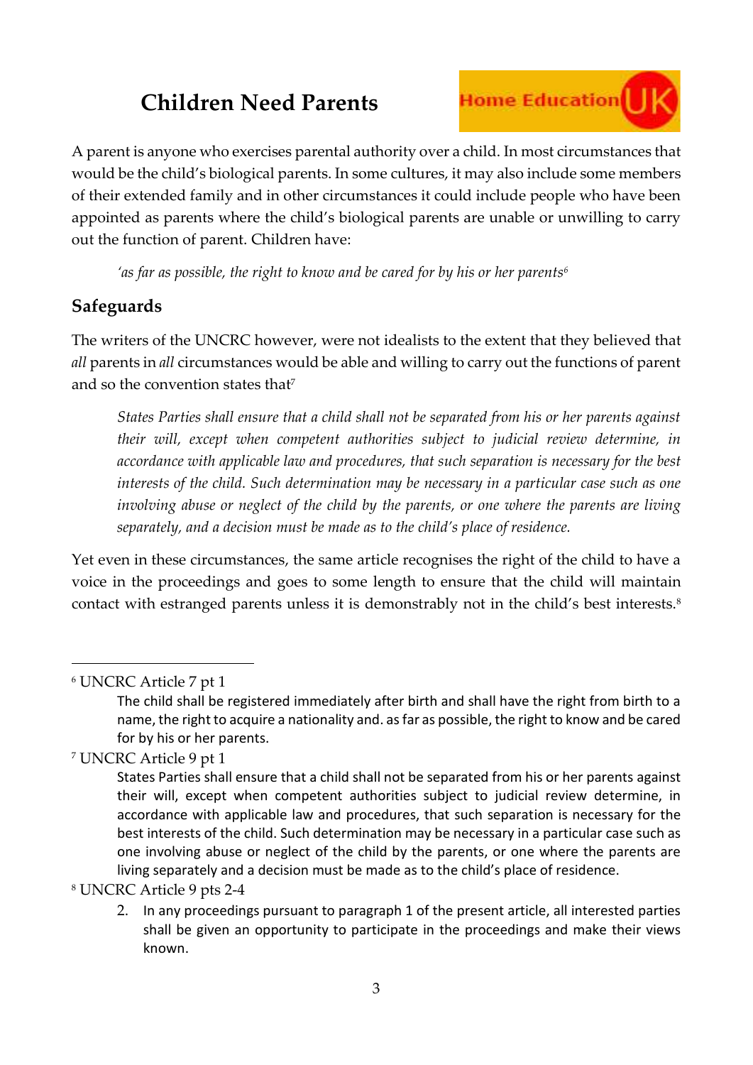# Children Need Parents

A parent is anyone who exercises parental authority over a child. In most circumstances that would be the child's biological parents. In some cultures, it may also include some members of their extended family and in other circumstances it could include people who have been appointed as parents where the child's biological parents are unable or unwilling to carry out the function of parent. Children have:

> *'as far as possible, the right to know and be cared for by his or her parents*[6]

## Safeguards

The writers of the UNCRC however, were not idealists to the extent that they believed that *all* parents in *all* circumstances would be able and willing to carry out the functions of parent and so the convention states that[7]

> *States Parties shall ensure that a child shall not be separated from his or her parents against their will, except when competent authorities subject to judicial review determine, in accordance with applicable law and procedures, that such separation is necessary for the best interests of the child. Such determination may be necessary in a particular case such as one involving abuse or neglect of the child by the parents, or one where the parents are living separately, and a decision must be made as to the child's place of residence.*

Yet even in these circumstances, the same article recognises the right of the child to have a voice in the proceedings and goes to some length to ensure that the child will maintain contact with estranged parents unless it is demonstrably not in the child's best interests.[8]

---

[6] UNCRC Article 7 pt 1

> The child shall be registered immediately after birth and shall have the right from birth to a name, the right to acquire a nationality and. as far as possible, the right to know and be cared for by his or her parents.

[7] UNCRC Article 9 pt 1

> States Parties shall ensure that a child shall not be separated from his or her parents against their will, except when competent authorities subject to judicial review determine, in accordance with applicable law and procedures, that such separation is necessary for the best interests of the child. Such determination may be necessary in a particular case such as one involving abuse or neglect of the child by the parents, or one where the parents are living separately and a decision must be made as to the child's place of residence.

[8] UNCRC Article 9 pts 2-4

> 2. In any proceedings pursuant to paragraph 1 of the present article, all interested parties shall be given an opportunity to participate in the proceedings and make their views known.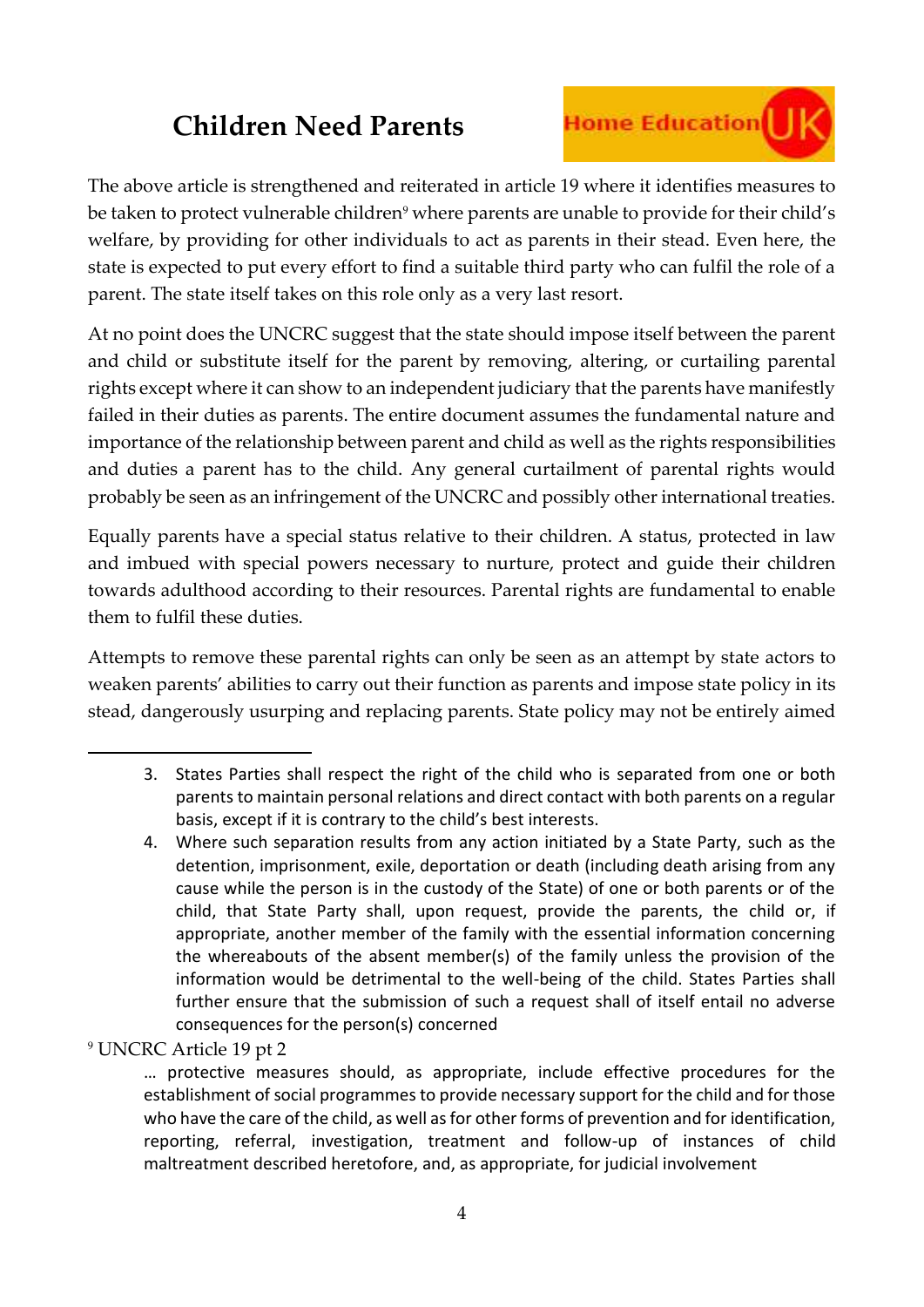# Children Need Parents

The above article is strengthened and reiterated in article 19 where it identifies measures to be taken to protect vulnerable children[9] where parents are unable to provide for their child's welfare, by providing for other individuals to act as parents in their stead. Even here, the state is expected to put every effort to find a suitable third party who can fulfil the role of a parent. The state itself takes on this role only as a very last resort.

At no point does the UNCRC suggest that the state should impose itself between the parent and child or substitute itself for the parent by removing, altering, or curtailing parental rights except where it can show to an independent judiciary that the parents have manifestly failed in their duties as parents. The entire document assumes the fundamental nature and importance of the relationship between parent and child as well as the rights responsibilities and duties a parent has to the child. Any general curtailment of parental rights would probably be seen as an infringement of the UNCRC and possibly other international treaties.

Equally parents have a special status relative to their children. A status, protected in law and imbued with special powers necessary to nurture, protect and guide their children towards adulthood according to their resources. Parental rights are fundamental to enable them to fulfil these duties.

Attempts to remove these parental rights can only be seen as an attempt by state actors to weaken parents' abilities to carry out their function as parents and impose state policy in its stead, dangerously usurping and replacing parents. State policy may not be entirely aimed

---

3. States Parties shall respect the right of the child who is separated from one or both parents to maintain personal relations and direct contact with both parents on a regular basis, except if it is contrary to the child's best interests.
4. Where such separation results from any action initiated by a State Party, such as the detention, imprisonment, exile, deportation or death (including death arising from any cause while the person is in the custody of the State) of one or both parents or of the child, that State Party shall, upon request, provide the parents, the child or, if appropriate, another member of the family with the essential information concerning the whereabouts of the absent member(s) of the family unless the provision of the information would be detrimental to the well-being of the child. States Parties shall further ensure that the submission of such a request shall of itself entail no adverse consequences for the person(s) concerned

[9] UNCRC Article 19 pt 2

> … protective measures should, as appropriate, include effective procedures for the establishment of social programmes to provide necessary support for the child and for those who have the care of the child, as well as for other forms of prevention and for identification, reporting, referral, investigation, treatment and follow-up of instances of child maltreatment described heretofore, and, as appropriate, for judicial involvement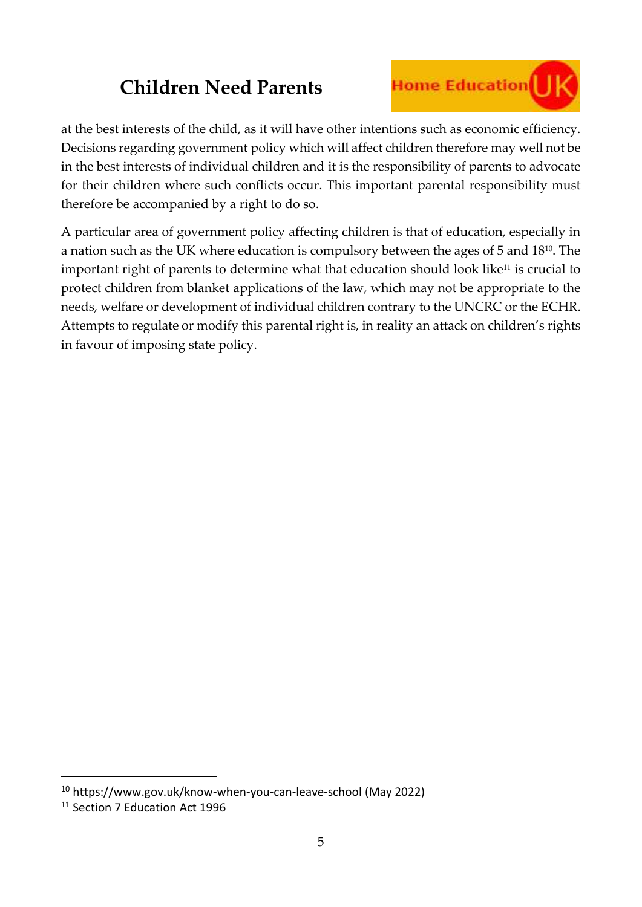at the best interests of the child, as it will have other intentions such as economic efficiency. Decisions regarding government policy which will affect children therefore may well not be in the best interests of individual children and it is the responsibility of parents to advocate for their children where such conflicts occur. This important parental responsibility must therefore be accompanied by a right to do so.

A particular area of government policy affecting children is that of education, especially in a nation such as the UK where education is compulsory between the ages of 5 and 18[10]. The important right of parents to determine what that education should look like[11] is crucial to protect children from blanket applications of the law, which may not be appropriate to the needs, welfare or development of individual children contrary to the UNCRC or the ECHR. Attempts to regulate or modify this parental right is, in reality an attack on children's rights in favour of imposing state policy.

---

[10] https://www.gov.uk/know-when-you-can-leave-school (May 2022)

[11] Section 7 Education Act 1996